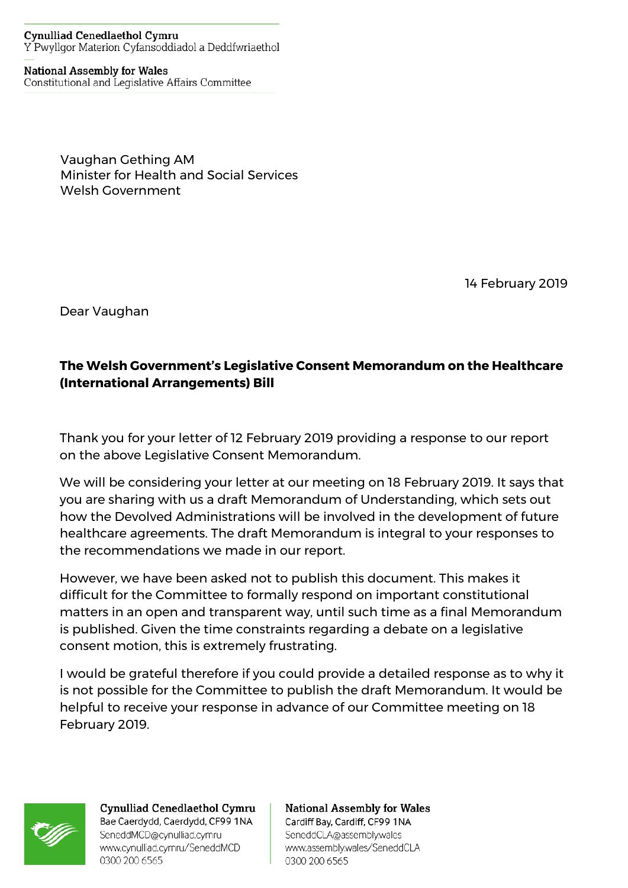**Cynulliad Cenedlaethol Cymru**
Y Pwyllgor Materion Cyfansoddiadol a Deddfwriaethol

**National Assembly for Wales**
Constitutional and Legislative Affairs Committee

Vaughan Gething AM
Minister for Health and Social Services
Welsh Government

14 February 2019

Dear Vaughan

**The Welsh Government's Legislative Consent Memorandum on the Healthcare (International Arrangements) Bill**

Thank you for your letter of 12 February 2019 providing a response to our report on the above Legislative Consent Memorandum.

We will be considering your letter at our meeting on 18 February 2019. It says that you are sharing with us a draft Memorandum of Understanding, which sets out how the Devolved Administrations will be involved in the development of future healthcare agreements. The draft Memorandum is integral to your responses to the recommendations we made in our report.

However, we have been asked not to publish this document. This makes it difficult for the Committee to formally respond on important constitutional matters in an open and transparent way, until such time as a final Memorandum is published. Given the time constraints regarding a debate on a legislative consent motion, this is extremely frustrating.

I would be grateful therefore if you could provide a detailed response as to why it is not possible for the Committee to publish the draft Memorandum. It would be helpful to receive your response in advance of our Committee meeting on 18 February 2019.

**Cynulliad Cenedlaethol Cymru**
Bae Caerdydd, Caerdydd, CF99 1NA
SeneddMCD@cynulliad.cymru
www.cynulliad.cymru/SeneddMCD
0300 200 6565

**National Assembly for Wales**
Cardiff Bay, Cardiff, CF99 1NA
SeneddCLA@assembly.wales
www.assembly.wales/SeneddCLA
0300 200 6565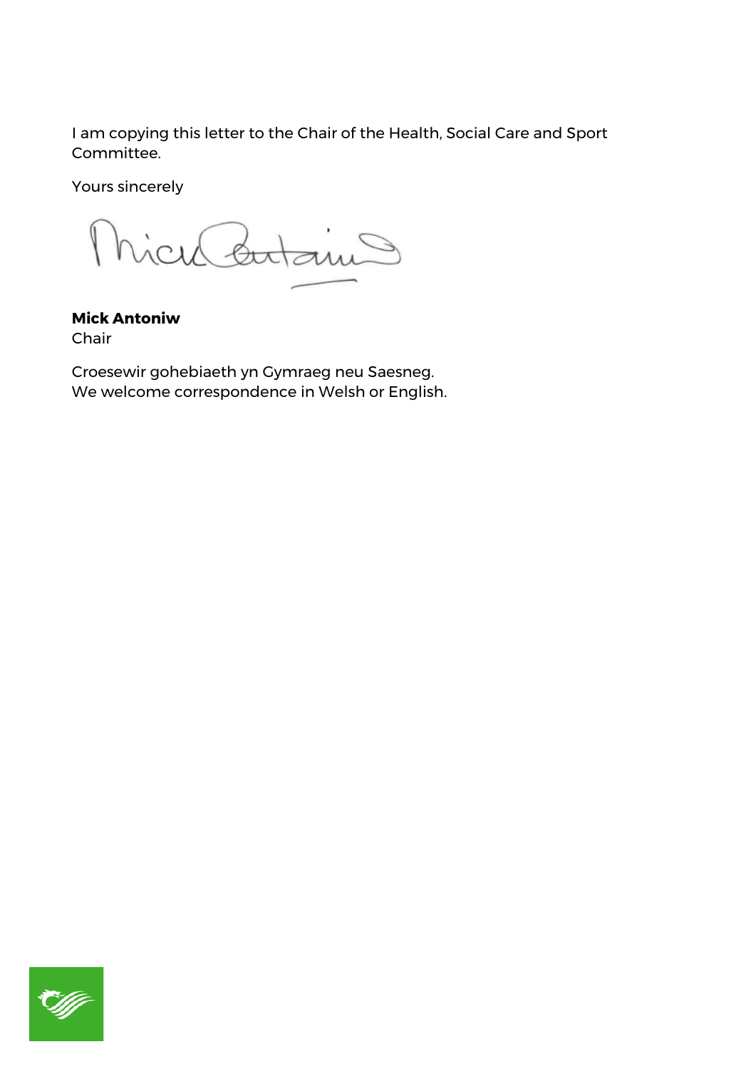I am copying this letter to the Chair of the Health, Social Care and Sport Committee.

Yours sincerely

**Mick Antoniw**
Chair

Croesewir gohebiaeth yn Gymraeg neu Saesneg.
We welcome correspondence in Welsh or English.